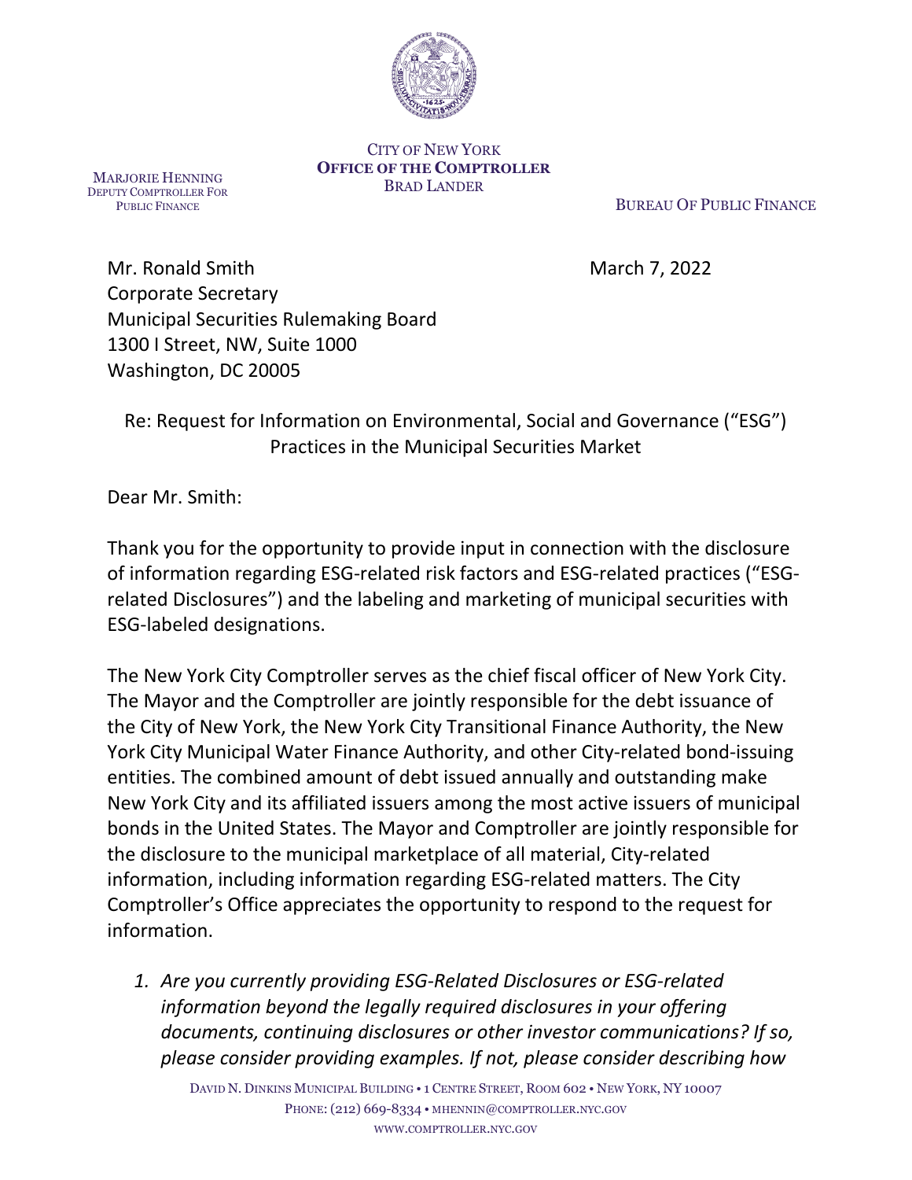CITY OF NEW YORK
**OFFICE OF THE COMPTROLLER**
BRAD LANDER

MARJORIE HENNING
DEPUTY COMPTROLLER FOR
PUBLIC FINANCE

BUREAU OF PUBLIC FINANCE

Mr. Ronald Smith
Corporate Secretary
Municipal Securities Rulemaking Board
1300 I Street, NW, Suite 1000
Washington, DC 20005

March 7, 2022

Re: Request for Information on Environmental, Social and Governance ("ESG") Practices in the Municipal Securities Market

Dear Mr. Smith:

Thank you for the opportunity to provide input in connection with the disclosure of information regarding ESG-related risk factors and ESG-related practices ("ESG-related Disclosures") and the labeling and marketing of municipal securities with ESG-labeled designations.

The New York City Comptroller serves as the chief fiscal officer of New York City. The Mayor and the Comptroller are jointly responsible for the debt issuance of the City of New York, the New York City Transitional Finance Authority, the New York City Municipal Water Finance Authority, and other City-related bond-issuing entities. The combined amount of debt issued annually and outstanding make New York City and its affiliated issuers among the most active issuers of municipal bonds in the United States. The Mayor and Comptroller are jointly responsible for the disclosure to the municipal marketplace of all material, City-related information, including information regarding ESG-related matters. The City Comptroller's Office appreciates the opportunity to respond to the request for information.

1. *Are you currently providing ESG-Related Disclosures or ESG-related information beyond the legally required disclosures in your offering documents, continuing disclosures or other investor communications? If so, please consider providing examples. If not, please consider describing how*

DAVID N. DINKINS MUNICIPAL BUILDING • 1 CENTRE STREET, ROOM 602 • NEW YORK, NY 10007
PHONE: (212) 669-8334 • MHENNIN@COMPTROLLER.NYC.GOV
WWW.COMPTROLLER.NYC.GOV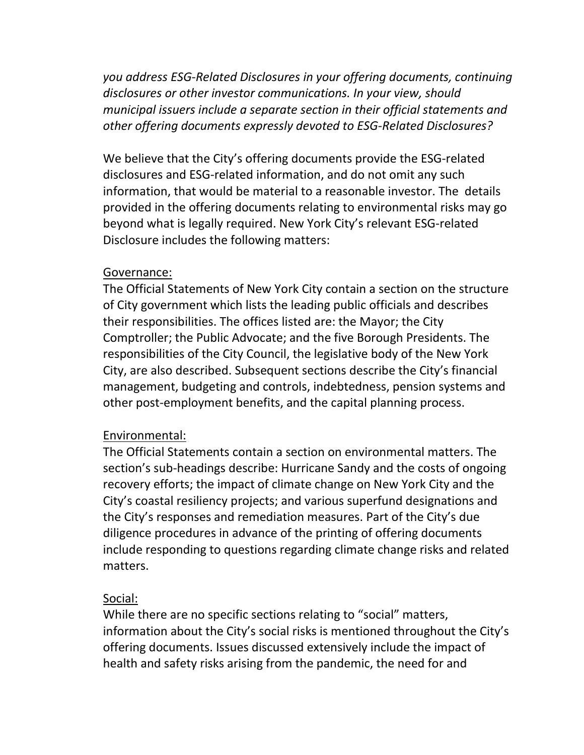*you address ESG-Related Disclosures in your offering documents, continuing disclosures or other investor communications. In your view, should municipal issuers include a separate section in their official statements and other offering documents expressly devoted to ESG-Related Disclosures?*

We believe that the City's offering documents provide the ESG-related disclosures and ESG-related information, and do not omit any such information, that would be material to a reasonable investor. The details provided in the offering documents relating to environmental risks may go beyond what is legally required. New York City's relevant ESG-related Disclosure includes the following matters:

<u>Governance:</u>
The Official Statements of New York City contain a section on the structure of City government which lists the leading public officials and describes their responsibilities. The offices listed are: the Mayor; the City Comptroller; the Public Advocate; and the five Borough Presidents. The responsibilities of the City Council, the legislative body of the New York City, are also described. Subsequent sections describe the City's financial management, budgeting and controls, indebtedness, pension systems and other post-employment benefits, and the capital planning process.

<u>Environmental:</u>
The Official Statements contain a section on environmental matters. The section's sub-headings describe: Hurricane Sandy and the costs of ongoing recovery efforts; the impact of climate change on New York City and the City's coastal resiliency projects; and various superfund designations and the City's responses and remediation measures. Part of the City's due diligence procedures in advance of the printing of offering documents include responding to questions regarding climate change risks and related matters.

<u>Social:</u>
While there are no specific sections relating to "social" matters, information about the City's social risks is mentioned throughout the City's offering documents. Issues discussed extensively include the impact of health and safety risks arising from the pandemic, the need for and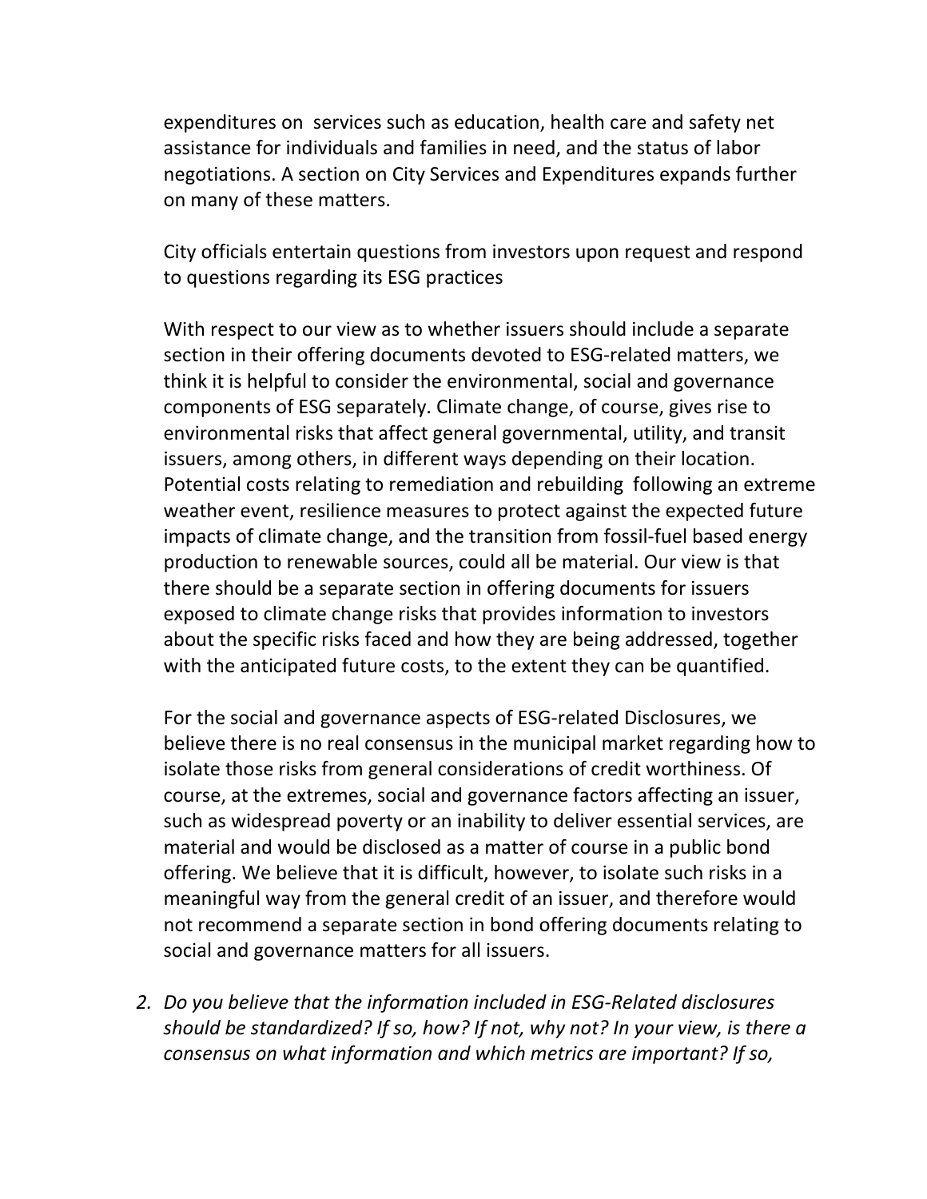expenditures on services such as education, health care and safety net assistance for individuals and families in need, and the status of labor negotiations. A section on City Services and Expenditures expands further on many of these matters.

City officials entertain questions from investors upon request and respond to questions regarding its ESG practices

With respect to our view as to whether issuers should include a separate section in their offering documents devoted to ESG-related matters, we think it is helpful to consider the environmental, social and governance components of ESG separately. Climate change, of course, gives rise to environmental risks that affect general governmental, utility, and transit issuers, among others, in different ways depending on their location. Potential costs relating to remediation and rebuilding following an extreme weather event, resilience measures to protect against the expected future impacts of climate change, and the transition from fossil-fuel based energy production to renewable sources, could all be material. Our view is that there should be a separate section in offering documents for issuers exposed to climate change risks that provides information to investors about the specific risks faced and how they are being addressed, together with the anticipated future costs, to the extent they can be quantified.

For the social and governance aspects of ESG-related Disclosures, we believe there is no real consensus in the municipal market regarding how to isolate those risks from general considerations of credit worthiness. Of course, at the extremes, social and governance factors affecting an issuer, such as widespread poverty or an inability to deliver essential services, are material and would be disclosed as a matter of course in a public bond offering. We believe that it is difficult, however, to isolate such risks in a meaningful way from the general credit of an issuer, and therefore would not recommend a separate section in bond offering documents relating to social and governance matters for all issuers.

2. *Do you believe that the information included in ESG-Related disclosures should be standardized? If so, how? If not, why not? In your view, is there a consensus on what information and which metrics are important? If so,*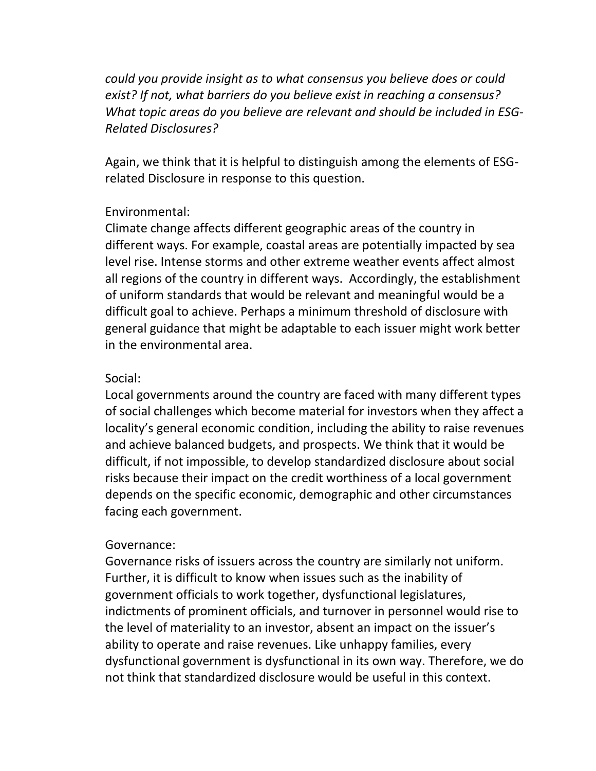*could you provide insight as to what consensus you believe does or could exist? If not, what barriers do you believe exist in reaching a consensus? What topic areas do you believe are relevant and should be included in ESG-Related Disclosures?*

Again, we think that it is helpful to distinguish among the elements of ESG-related Disclosure in response to this question.

Environmental:
Climate change affects different geographic areas of the country in different ways. For example, coastal areas are potentially impacted by sea level rise. Intense storms and other extreme weather events affect almost all regions of the country in different ways. Accordingly, the establishment of uniform standards that would be relevant and meaningful would be a difficult goal to achieve. Perhaps a minimum threshold of disclosure with general guidance that might be adaptable to each issuer might work better in the environmental area.

Social:
Local governments around the country are faced with many different types of social challenges which become material for investors when they affect a locality's general economic condition, including the ability to raise revenues and achieve balanced budgets, and prospects. We think that it would be difficult, if not impossible, to develop standardized disclosure about social risks because their impact on the credit worthiness of a local government depends on the specific economic, demographic and other circumstances facing each government.

Governance:
Governance risks of issuers across the country are similarly not uniform. Further, it is difficult to know when issues such as the inability of government officials to work together, dysfunctional legislatures, indictments of prominent officials, and turnover in personnel would rise to the level of materiality to an investor, absent an impact on the issuer's ability to operate and raise revenues. Like unhappy families, every dysfunctional government is dysfunctional in its own way. Therefore, we do not think that standardized disclosure would be useful in this context.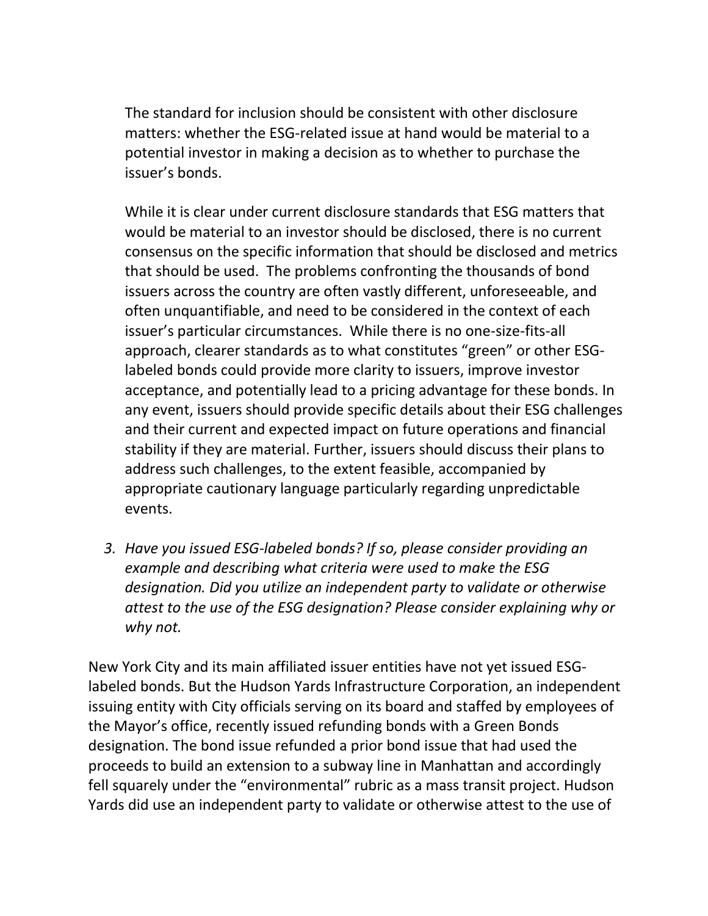The standard for inclusion should be consistent with other disclosure matters: whether the ESG-related issue at hand would be material to a potential investor in making a decision as to whether to purchase the issuer's bonds.

While it is clear under current disclosure standards that ESG matters that would be material to an investor should be disclosed, there is no current consensus on the specific information that should be disclosed and metrics that should be used. The problems confronting the thousands of bond issuers across the country are often vastly different, unforeseeable, and often unquantifiable, and need to be considered in the context of each issuer's particular circumstances. While there is no one-size-fits-all approach, clearer standards as to what constitutes "green" or other ESG-labeled bonds could provide more clarity to issuers, improve investor acceptance, and potentially lead to a pricing advantage for these bonds. In any event, issuers should provide specific details about their ESG challenges and their current and expected impact on future operations and financial stability if they are material. Further, issuers should discuss their plans to address such challenges, to the extent feasible, accompanied by appropriate cautionary language particularly regarding unpredictable events.

3. *Have you issued ESG-labeled bonds? If so, please consider providing an example and describing what criteria were used to make the ESG designation. Did you utilize an independent party to validate or otherwise attest to the use of the ESG designation? Please consider explaining why or why not.*

New York City and its main affiliated issuer entities have not yet issued ESG-labeled bonds. But the Hudson Yards Infrastructure Corporation, an independent issuing entity with City officials serving on its board and staffed by employees of the Mayor's office, recently issued refunding bonds with a Green Bonds designation. The bond issue refunded a prior bond issue that had used the proceeds to build an extension to a subway line in Manhattan and accordingly fell squarely under the "environmental" rubric as a mass transit project. Hudson Yards did use an independent party to validate or otherwise attest to the use of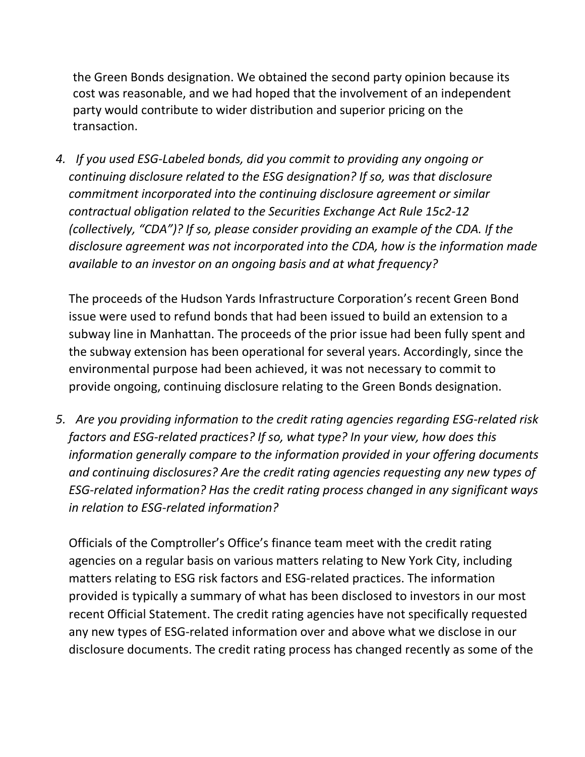the Green Bonds designation. We obtained the second party opinion because its cost was reasonable, and we had hoped that the involvement of an independent party would contribute to wider distribution and superior pricing on the transaction.

4. *If you used ESG-Labeled bonds, did you commit to providing any ongoing or continuing disclosure related to the ESG designation? If so, was that disclosure commitment incorporated into the continuing disclosure agreement or similar contractual obligation related to the Securities Exchange Act Rule 15c2-12 (collectively, "CDA")? If so, please consider providing an example of the CDA. If the disclosure agreement was not incorporated into the CDA, how is the information made available to an investor on an ongoing basis and at what frequency?*

   The proceeds of the Hudson Yards Infrastructure Corporation's recent Green Bond issue were used to refund bonds that had been issued to build an extension to a subway line in Manhattan. The proceeds of the prior issue had been fully spent and the subway extension has been operational for several years. Accordingly, since the environmental purpose had been achieved, it was not necessary to commit to provide ongoing, continuing disclosure relating to the Green Bonds designation.

5. *Are you providing information to the credit rating agencies regarding ESG-related risk factors and ESG-related practices? If so, what type? In your view, how does this information generally compare to the information provided in your offering documents and continuing disclosures? Are the credit rating agencies requesting any new types of ESG-related information? Has the credit rating process changed in any significant ways in relation to ESG-related information?*

   Officials of the Comptroller's Office's finance team meet with the credit rating agencies on a regular basis on various matters relating to New York City, including matters relating to ESG risk factors and ESG-related practices. The information provided is typically a summary of what has been disclosed to investors in our most recent Official Statement. The credit rating agencies have not specifically requested any new types of ESG-related information over and above what we disclose in our disclosure documents. The credit rating process has changed recently as some of the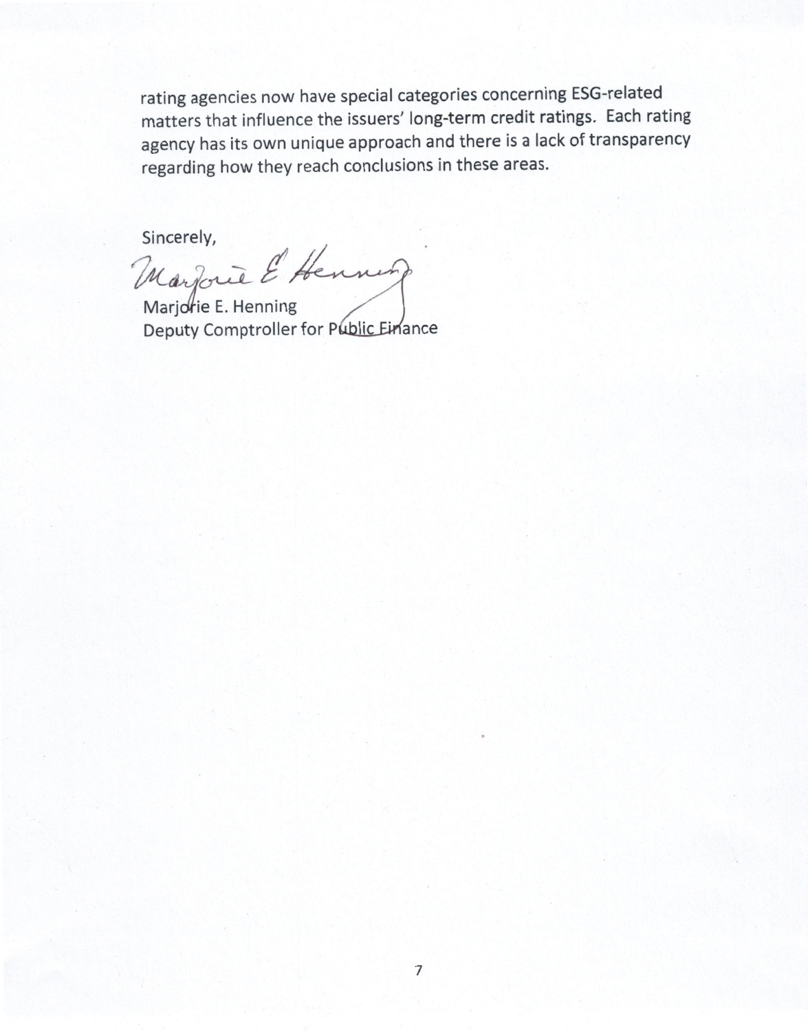rating agencies now have special categories concerning ESG-related matters that influence the issuers' long-term credit ratings. Each rating agency has its own unique approach and there is a lack of transparency regarding how they reach conclusions in these areas.

Sincerely,

Marjorie E. Henning
Deputy Comptroller for Public Finance